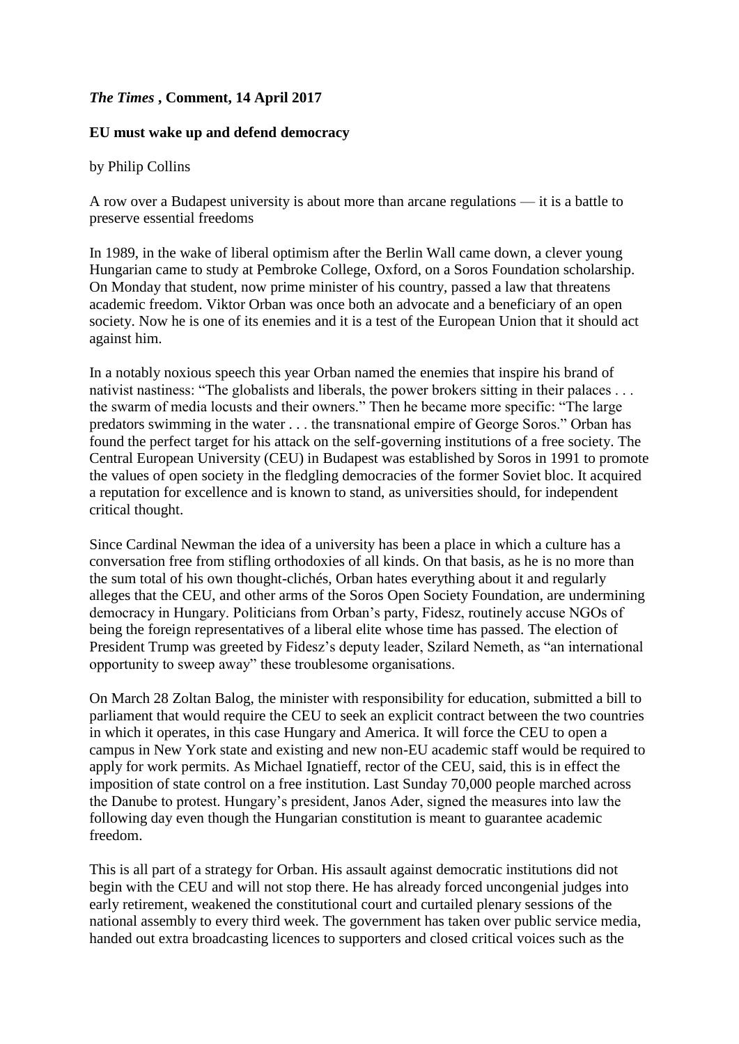***The Times* , Comment, 14 April 2017**

**EU must wake up and defend democracy**

by Philip Collins

A row over a Budapest university is about more than arcane regulations — it is a battle to preserve essential freedoms

In 1989, in the wake of liberal optimism after the Berlin Wall came down, a clever young Hungarian came to study at Pembroke College, Oxford, on a Soros Foundation scholarship. On Monday that student, now prime minister of his country, passed a law that threatens academic freedom. Viktor Orban was once both an advocate and a beneficiary of an open society. Now he is one of its enemies and it is a test of the European Union that it should act against him.

In a notably noxious speech this year Orban named the enemies that inspire his brand of nativist nastiness: "The globalists and liberals, the power brokers sitting in their palaces . . . the swarm of media locusts and their owners." Then he became more specific: "The large predators swimming in the water . . . the transnational empire of George Soros." Orban has found the perfect target for his attack on the self-governing institutions of a free society. The Central European University (CEU) in Budapest was established by Soros in 1991 to promote the values of open society in the fledgling democracies of the former Soviet bloc. It acquired a reputation for excellence and is known to stand, as universities should, for independent critical thought.

Since Cardinal Newman the idea of a university has been a place in which a culture has a conversation free from stifling orthodoxies of all kinds. On that basis, as he is no more than the sum total of his own thought-clichés, Orban hates everything about it and regularly alleges that the CEU, and other arms of the Soros Open Society Foundation, are undermining democracy in Hungary. Politicians from Orban's party, Fidesz, routinely accuse NGOs of being the foreign representatives of a liberal elite whose time has passed. The election of President Trump was greeted by Fidesz's deputy leader, Szilard Nemeth, as "an international opportunity to sweep away" these troublesome organisations.

On March 28 Zoltan Balog, the minister with responsibility for education, submitted a bill to parliament that would require the CEU to seek an explicit contract between the two countries in which it operates, in this case Hungary and America. It will force the CEU to open a campus in New York state and existing and new non-EU academic staff would be required to apply for work permits. As Michael Ignatieff, rector of the CEU, said, this is in effect the imposition of state control on a free institution. Last Sunday 70,000 people marched across the Danube to protest. Hungary's president, Janos Ader, signed the measures into law the following day even though the Hungarian constitution is meant to guarantee academic freedom.

This is all part of a strategy for Orban. His assault against democratic institutions did not begin with the CEU and will not stop there. He has already forced uncongenial judges into early retirement, weakened the constitutional court and curtailed plenary sessions of the national assembly to every third week. The government has taken over public service media, handed out extra broadcasting licences to supporters and closed critical voices such as the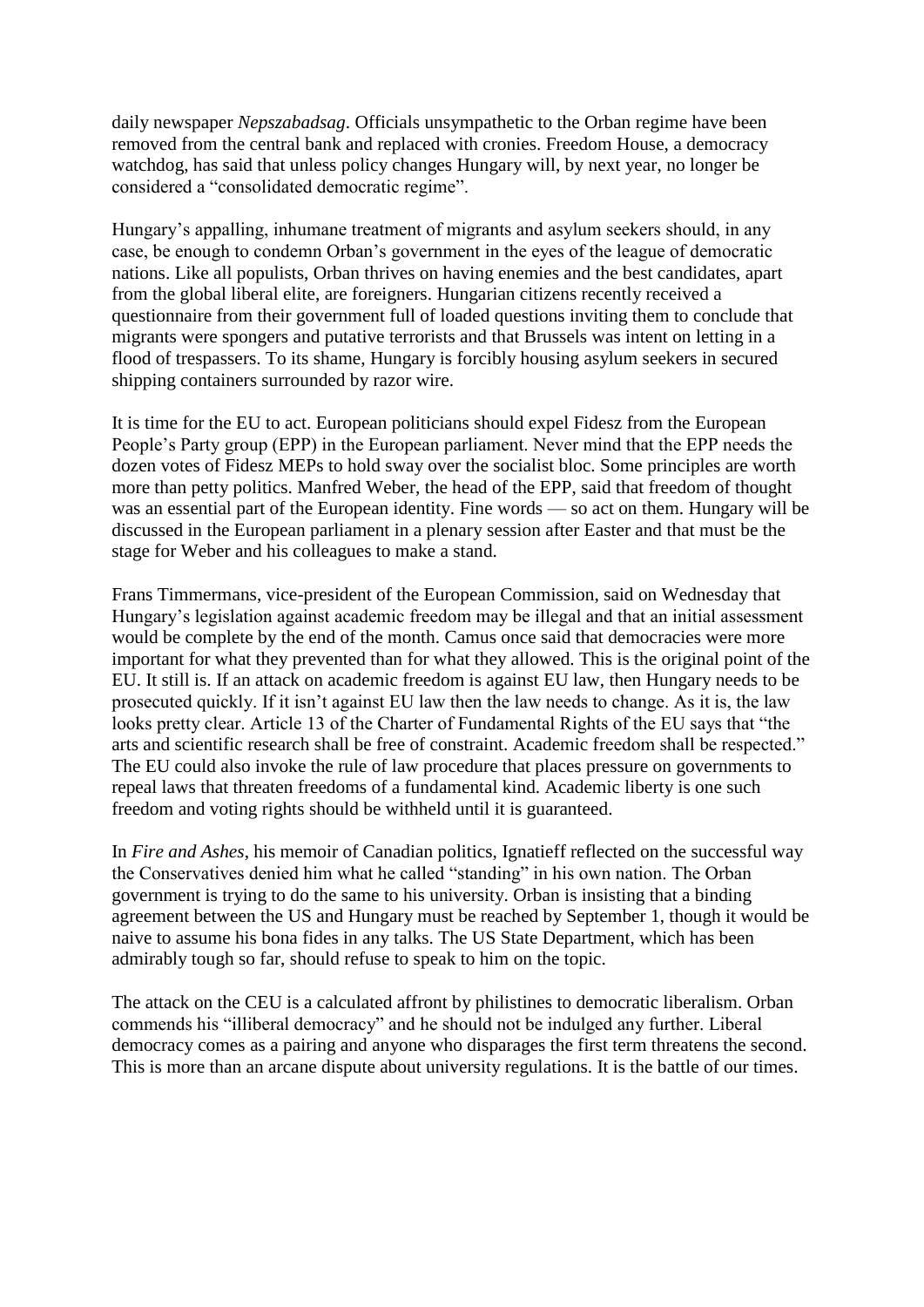daily newspaper *Nepszabadsag*. Officials unsympathetic to the Orban regime have been removed from the central bank and replaced with cronies. Freedom House, a democracy watchdog, has said that unless policy changes Hungary will, by next year, no longer be considered a "consolidated democratic regime".

Hungary's appalling, inhumane treatment of migrants and asylum seekers should, in any case, be enough to condemn Orban's government in the eyes of the league of democratic nations. Like all populists, Orban thrives on having enemies and the best candidates, apart from the global liberal elite, are foreigners. Hungarian citizens recently received a questionnaire from their government full of loaded questions inviting them to conclude that migrants were spongers and putative terrorists and that Brussels was intent on letting in a flood of trespassers. To its shame, Hungary is forcibly housing asylum seekers in secured shipping containers surrounded by razor wire.

It is time for the EU to act. European politicians should expel Fidesz from the European People's Party group (EPP) in the European parliament. Never mind that the EPP needs the dozen votes of Fidesz MEPs to hold sway over the socialist bloc. Some principles are worth more than petty politics. Manfred Weber, the head of the EPP, said that freedom of thought was an essential part of the European identity. Fine words — so act on them. Hungary will be discussed in the European parliament in a plenary session after Easter and that must be the stage for Weber and his colleagues to make a stand.

Frans Timmermans, vice-president of the European Commission, said on Wednesday that Hungary's legislation against academic freedom may be illegal and that an initial assessment would be complete by the end of the month. Camus once said that democracies were more important for what they prevented than for what they allowed. This is the original point of the EU. It still is. If an attack on academic freedom is against EU law, then Hungary needs to be prosecuted quickly. If it isn't against EU law then the law needs to change. As it is, the law looks pretty clear. Article 13 of the Charter of Fundamental Rights of the EU says that "the arts and scientific research shall be free of constraint. Academic freedom shall be respected." The EU could also invoke the rule of law procedure that places pressure on governments to repeal laws that threaten freedoms of a fundamental kind. Academic liberty is one such freedom and voting rights should be withheld until it is guaranteed.

In *Fire and Ashes*, his memoir of Canadian politics, Ignatieff reflected on the successful way the Conservatives denied him what he called "standing" in his own nation. The Orban government is trying to do the same to his university. Orban is insisting that a binding agreement between the US and Hungary must be reached by September 1, though it would be naive to assume his bona fides in any talks. The US State Department, which has been admirably tough so far, should refuse to speak to him on the topic.

The attack on the CEU is a calculated affront by philistines to democratic liberalism. Orban commends his "illiberal democracy" and he should not be indulged any further. Liberal democracy comes as a pairing and anyone who disparages the first term threatens the second. This is more than an arcane dispute about university regulations. It is the battle of our times.